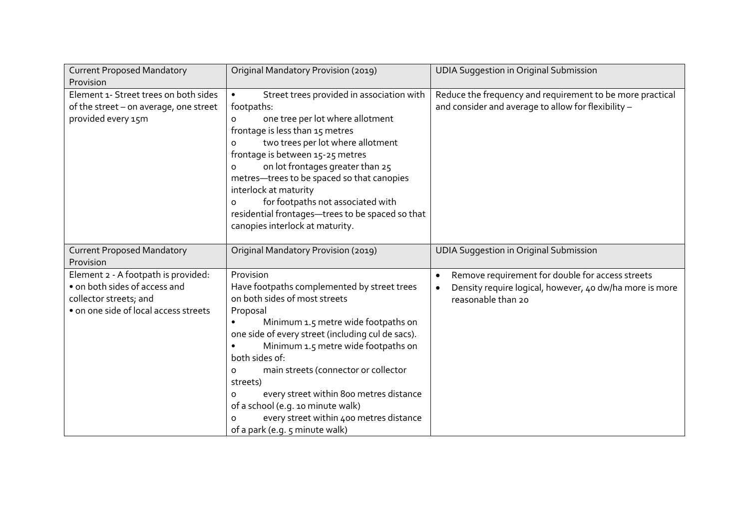| Current Proposed Mandatory Provision | Original Mandatory Provision (2019) | UDIA Suggestion in Original Submission |
| --- | --- | --- |
| Element 1- Street trees on both sides of the street – on average, one street provided every 15m | • Street trees provided in association with footpaths:<br>o one tree per lot where allotment frontage is less than 15 metres<br>o two trees per lot where allotment frontage is between 15-25 metres<br>o on lot frontages greater than 25 metres—trees to be spaced so that canopies interlock at maturity<br>o for footpaths not associated with residential frontages—trees to be spaced so that canopies interlock at maturity. | Reduce the frequency and requirement to be more practical and consider and average to allow for flexibility – |

| Current Proposed Mandatory Provision | Original Mandatory Provision (2019) | UDIA Suggestion in Original Submission |
| --- | --- | --- |
| Element 2 - A footpath is provided:<br>• on both sides of access and collector streets; and<br>• on one side of local access streets | Provision<br>Have footpaths complemented by street trees on both sides of most streets<br>Proposal<br>• Minimum 1.5 metre wide footpaths on one side of every street (including cul de sacs).<br>• Minimum 1.5 metre wide footpaths on both sides of:<br>o main streets (connector or collector streets)<br>o every street within 800 metres distance of a school (e.g. 10 minute walk)<br>o every street within 400 metres distance of a park (e.g. 5 minute walk) | • Remove requirement for double for access streets<br>• Density require logical, however, 40 dw/ha more is more reasonable than 20 |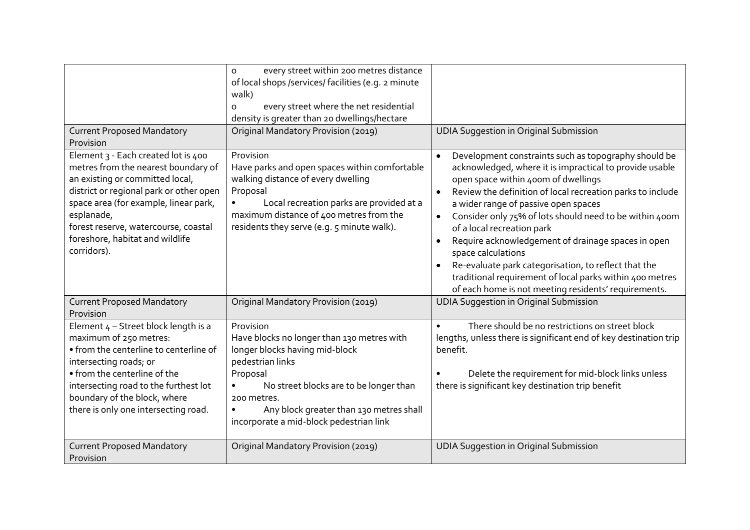| | | |
|---|---|---|
| | o every street within 200 metres distance of local shops /services/ facilities (e.g. 2 minute walk)<br>o every street where the net residential density is greater than 20 dwellings/hectare | |
| **Current Proposed Mandatory Provision** | **Original Mandatory Provision (2019)** | **UDIA Suggestion in Original Submission** |
| Element 3 - Each created lot is 400 metres from the nearest boundary of an existing or committed local, district or regional park or other open space area (for example, linear park, esplanade, forest reserve, watercourse, coastal foreshore, habitat and wildlife corridors). | Provision<br>Have parks and open spaces within comfortable walking distance of every dwelling<br>Proposal<br>• Local recreation parks are provided at a maximum distance of 400 metres from the residents they serve (e.g. 5 minute walk). | • Development constraints such as topography should be acknowledged, where it is impractical to provide usable open space within 400m of dwellings<br>• Review the definition of local recreation parks to include a wider range of passive open spaces<br>• Consider only 75% of lots should need to be within 400m of a local recreation park<br>• Require acknowledgement of drainage spaces in open space calculations<br>• Re-evaluate park categorisation, to reflect that the traditional requirement of local parks within 400 metres of each home is not meeting residents' requirements. |
| **Current Proposed Mandatory Provision** | **Original Mandatory Provision (2019)** | **UDIA Suggestion in Original Submission** |
| Element 4 – Street block length is a maximum of 250 metres:<br>• from the centerline to centerline of intersecting roads; or<br>• from the centerline of the intersecting road to the furthest lot boundary of the block, where there is only one intersecting road. | Provision<br>Have blocks no longer than 130 metres with longer blocks having mid-block pedestrian links<br>Proposal<br>• No street blocks are to be longer than 200 metres.<br>• Any block greater than 130 metres shall incorporate a mid-block pedestrian link | • There should be no restrictions on street block lengths, unless there is significant end of key destination trip benefit.<br><br>• Delete the requirement for mid-block links unless there is significant key destination trip benefit |
| **Current Proposed Mandatory Provision** | **Original Mandatory Provision (2019)** | **UDIA Suggestion in Original Submission** |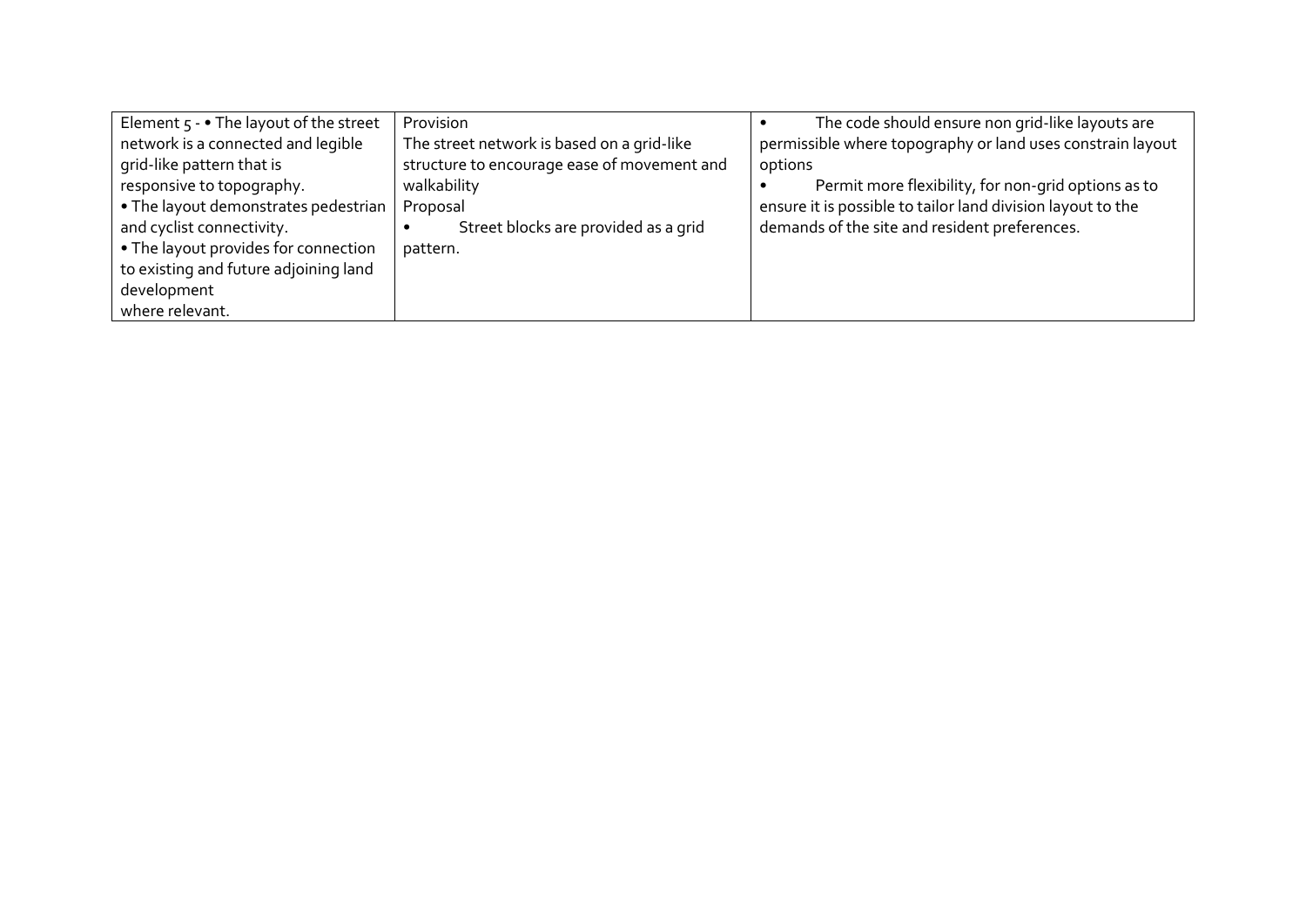| | | |
|---|---|---|
| Element 5 - • The layout of the street network is a connected and legible grid-like pattern that is responsive to topography.<br>• The layout demonstrates pedestrian and cyclist connectivity.<br>• The layout provides for connection to existing and future adjoining land development where relevant. | Provision<br>The street network is based on a grid-like structure to encourage ease of movement and walkability<br>Proposal<br>• Street blocks are provided as a grid pattern. | • The code should ensure non grid-like layouts are permissible where topography or land uses constrain layout options<br>• Permit more flexibility, for non-grid options as to ensure it is possible to tailor land division layout to the demands of the site and resident preferences. |